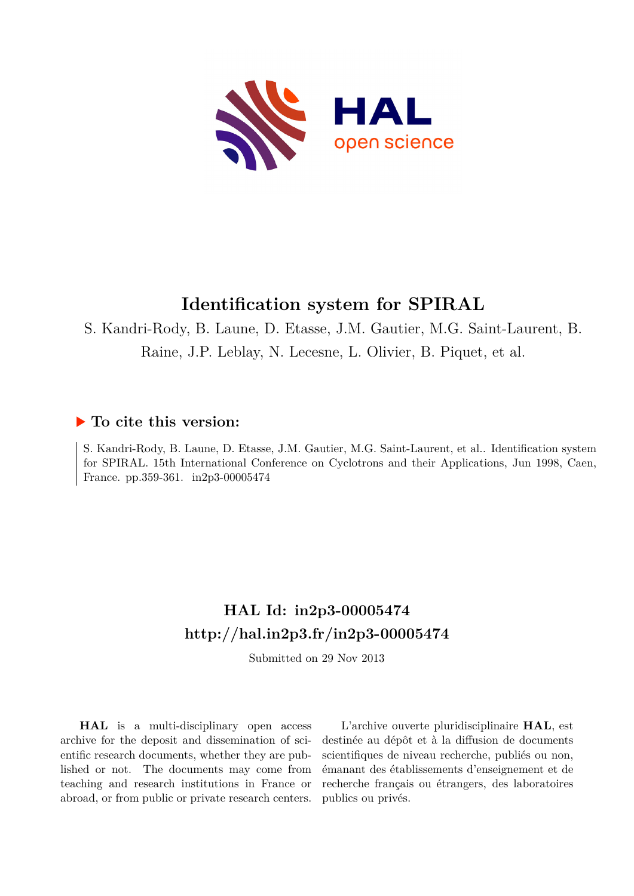# Identification system for SPIRAL

S. Kandri-Rody, B. Laune, D. Etasse, J.M. Gautier, M.G. Saint-Laurent, B. Raine, J.P. Leblay, N. Lecesne, L. Olivier, B. Piquet, et al.

## ▶ To cite this version:

S. Kandri-Rody, B. Laune, D. Etasse, J.M. Gautier, M.G. Saint-Laurent, et al.. Identification system for SPIRAL. 15th International Conference on Cyclotrons and their Applications, Jun 1998, Caen, France. pp.359-361. in2p3-00005474

## HAL Id: in2p3-00005474

## http://hal.in2p3.fr/in2p3-00005474

Submitted on 29 Nov 2013

**HAL** is a multi-disciplinary open access archive for the deposit and dissemination of scientific research documents, whether they are published or not. The documents may come from teaching and research institutions in France or abroad, or from public or private research centers.

L'archive ouverte pluridisciplinaire **HAL**, est destinée au dépôt et à la diffusion de documents scientifiques de niveau recherche, publiés ou non, émanant des établissements d'enseignement et de recherche français ou étrangers, des laboratoires publics ou privés.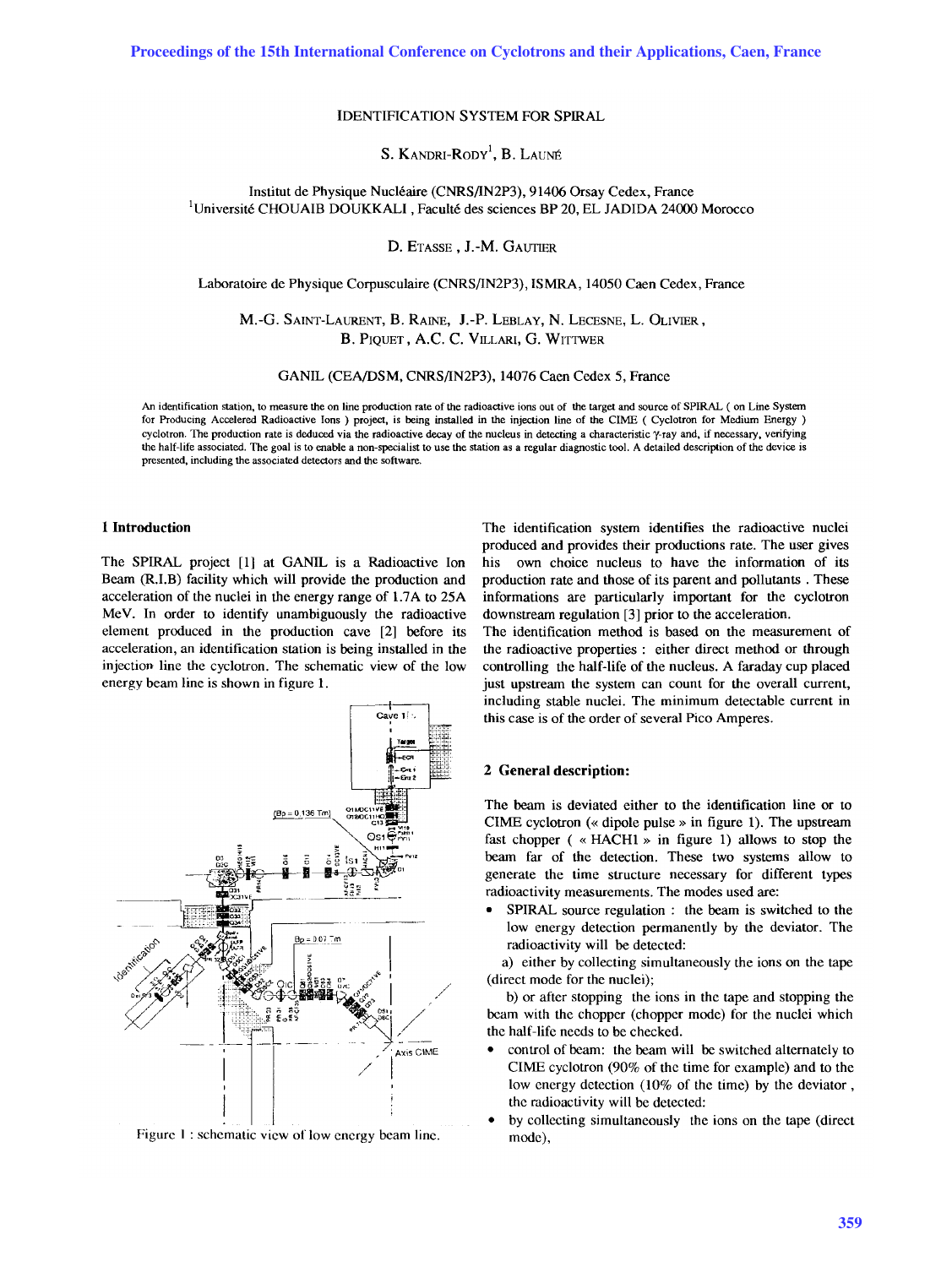# IDENTIFICATION SYSTEM FOR SPIRAL

S. KANDRI-RODY[1], B. LAUNÉ

Institut de Physique Nucléaire (CNRS/IN2P3), 91406 Orsay Cedex, France
[1]Université CHOUAIB DOUKKALI , Faculté des sciences BP 20, EL JADIDA 24000 Morocco

D. ETASSE , J.-M. GAUTIER

Laboratoire de Physique Corpusculaire (CNRS/IN2P3), ISMRA, 14050 Caen Cedex, France

M.-G. SAINT-LAURENT, B. RAINE, J.-P. LEBLAY, N. LECESNE, L. OLIVIER , B. PIQUET , A.C. C. VILLARI, G. WITTWER

GANIL (CEA/DSM, CNRS/IN2P3), 14076 Caen Cedex 5, France

An identification station, to measure the on line production rate of the radioactive ions out of the target and source of SPIRAL ( on Line System for Producing Accelered Radioactive Ions ) project, is being installed in the injection line of the CIME ( Cyclotron for Medium Energy ) cyclotron. The production rate is deduced via the radioactive decay of the nucleus in detecting a characteristic $\gamma$-ray and, if necessary, verifying the half-life associated. The goal is to enable a non-specialist to use the station as a regular diagnostic tool. A detailed description of the device is presented, including the associated detectors and the software.

## 1 Introduction

The SPIRAL project [1] at GANIL is a Radioactive Ion Beam (R.I.B) facility which will provide the production and acceleration of the nuclei in the energy range of 1.7A to 25A MeV. In order to identify unambiguously the radioactive element produced in the production cave [2] before its acceleration, an identification station is being installed in the injection line the cyclotron. The schematic view of the low energy beam line is shown in figure 1.

Figure 1 : schematic view of low energy beam line.

The identification system identifies the radioactive nuclei produced and provides their productions rate. The user gives his own choice nucleus to have the information of its production rate and those of its parent and pollutants . These informations are particularly important for the cyclotron downstream regulation [3] prior to the acceleration.

The identification method is based on the measurement of the radioactive properties : either direct method or through controlling the half-life of the nucleus. A faraday cup placed just upstream the system can count for the overall current, including stable nuclei. The minimum detectable current in this case is of the order of several Pico Amperes.

## 2 General description:

The beam is deviated either to the identification line or to CIME cyclotron (« dipole pulse » in figure 1). The upstream fast chopper ( « HACH1 » in figure 1) allows to stop the beam far of the detection. These two systems allow to generate the time structure necessary for different types radioactivity measurements. The modes used are:

- SPIRAL source regulation : the beam is switched to the low energy detection permanently by the deviator. The radioactivity will be detected:

  a) either by collecting simultaneously the ions on the tape (direct mode for the nuclei);

  b) or after stopping the ions in the tape and stopping the beam with the chopper (chopper mode) for the nuclei which the half-life needs to be checked.

- control of beam: the beam will be switched alternately to CIME cyclotron (90% of the time for example) and to the low energy detection (10% of the time) by the deviator , the radioactivity will be detected:
- by collecting simultaneously the ions on the tape (direct mode),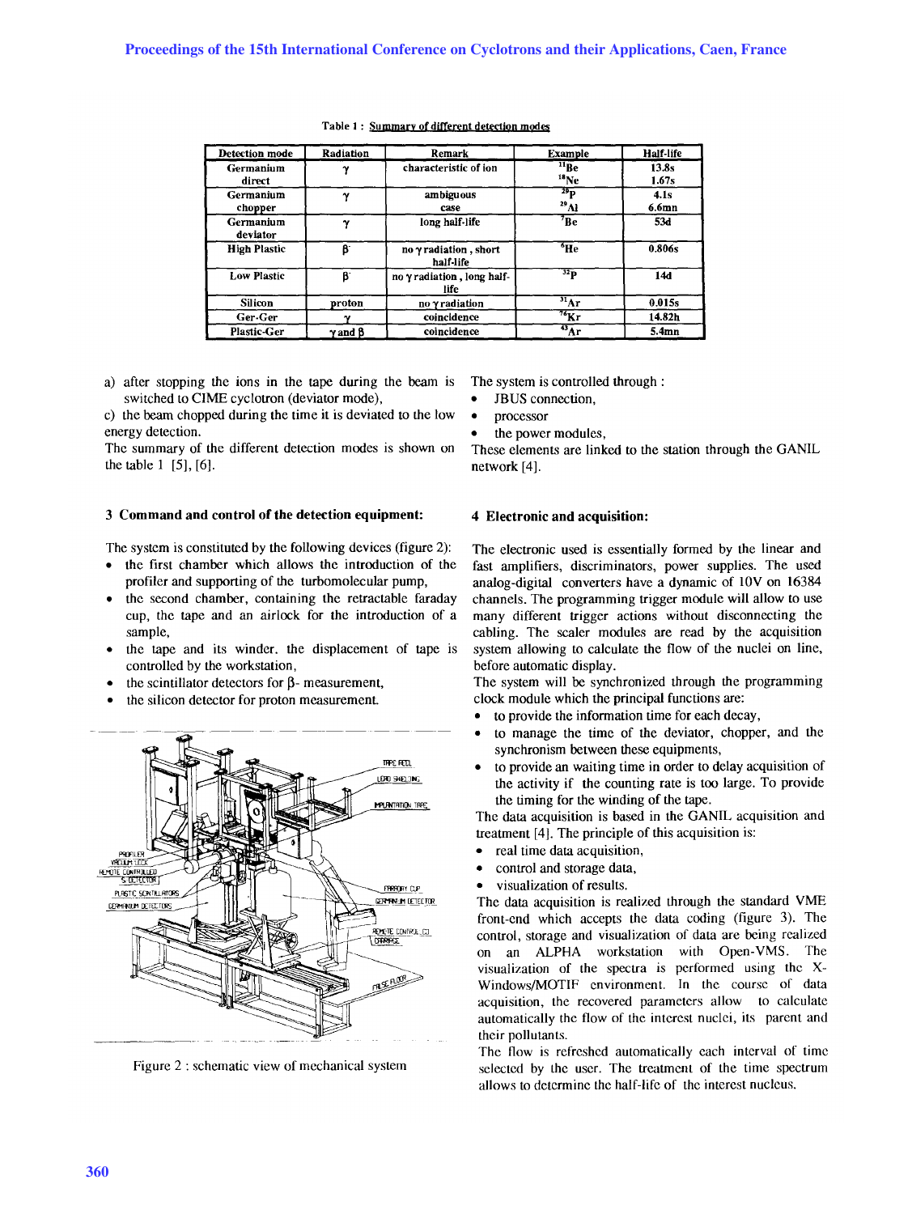Table 1 : Summary of different detection modes

| Detection mode | Radiation | Remark | Example | Half-life |
|---|---|---|---|---|
| Germanium direct | $\gamma$ | characteristic of ion | $^{11}Be$<br>$^{18}Ne$ | 13.8s<br>1.67s |
| Germanium chopper | $\gamma$ | ambiguous case | $^{28}P$<br>$^{29}Al$ | 4.1s<br>6.6mn |
| Germanium deviator | $\gamma$ | long half-life | $^{7}Be$ | 53d |
| High Plastic | $\beta^-$ | no $\gamma$ radiation , short half-life | $^{6}He$ | 0.806s |
| Low Plastic | $\beta^-$ | no $\gamma$ radiation , long half-life | $^{32}P$ | 14d |
| Silicon | proton | no $\gamma$ radiation | $^{31}Ar$ | 0.015s |
| Ger-Ger | $\gamma$ | coincidence | $^{76}Kr$ | 14.82h |
| Plastic-Ger | $\gamma$ and $\beta$ | coincidence | $^{43}Ar$ | 5.4mn |

a) after stopping the ions in the tape during the beam is switched to CIME cyclotron (deviator mode),

c) the beam chopped during the time it is deviated to the low energy detection.

The summary of the different detection modes is shown on the table 1 [5], [6].

### 3 Command and control of the detection equipment:

The system is constituted by the following devices (figure 2):

- the first chamber which allows the introduction of the profiler and supporting of the turbomolecular pump,
- the second chamber, containing the retractable faraday cup, the tape and an airlock for the introduction of a sample,
- the tape and its winder. the displacement of tape is controlled by the workstation,
- the scintillator detectors for $\beta$- measurement,
- the silicon detector for proton measurement.

Figure 2 : schematic view of mechanical system

The system is controlled through :

- JBUS connection,
- processor
- the power modules,

These elements are linked to the station through the GANIL network [4].

### 4 Electronic and acquisition:

The electronic used is essentially formed by the linear and fast amplifiers, discriminators, power supplies. The used analog-digital converters have a dynamic of 10V on 16384 channels. The programming trigger module will allow to use many different trigger actions without disconnecting the cabling. The scaler modules are read by the acquisition system allowing to calculate the flow of the nuclei on line, before automatic display.

The system will be synchronized through the programming clock module which the principal functions are:

- to provide the information time for each decay,
- to manage the time of the deviator, chopper, and the synchronism between these equipments,
- to provide an waiting time in order to delay acquisition of the activity if the counting rate is too large. To provide the timing for the winding of the tape.

The data acquisition is based in the GANIL acquisition and treatment [4]. The principle of this acquisition is:

- real time data acquisition,
- control and storage data,
- visualization of results.

The data acquisition is realized through the standard VME front-end which accepts the data coding (figure 3). The control, storage and visualization of data are being realized on an ALPHA workstation with Open-VMS. The visualization of the spectra is performed using the X-Windows/MOTIF environment. In the course of data acquisition, the recovered parameters allow to calculate automatically the flow of the interest nuclei, its parent and their pollutants.

The flow is refreshed automatically each interval of time selected by the user. The treatment of the time spectrum allows to determine the half-life of the interest nucleus.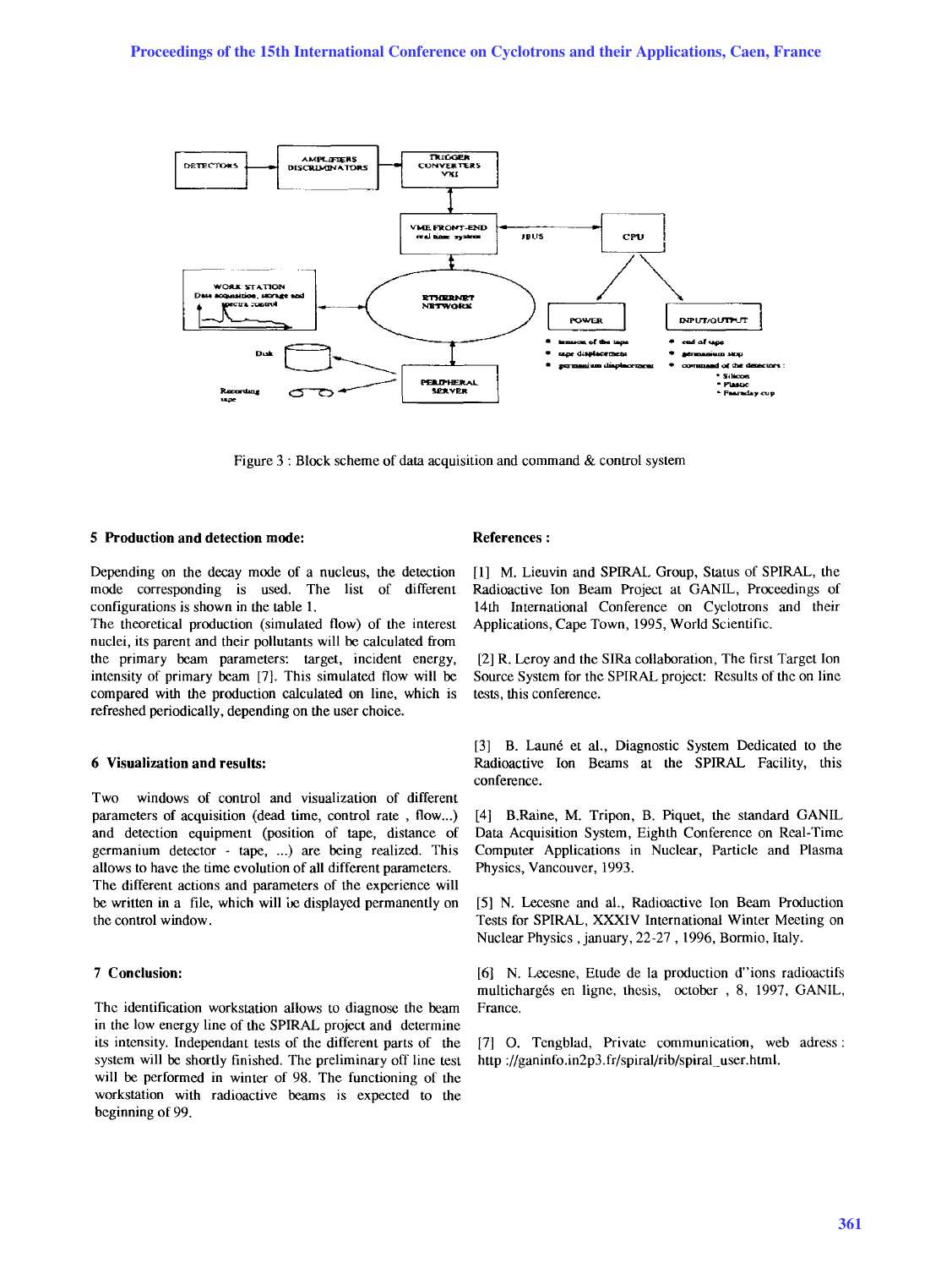DETECTORS

AMPLIFIERS DISCRIMINATORS

TRIGGER CONVERTERS VXI

VME FRONT-END real time system

JBUS

CPU

WORK STATION Data acquisition, storage and spectra control

ETHERNET NETWORK

POWER

INPUT/OUTPUT

Disk

PERIPHERAL SERVER

Recording tape

- tension of the tape
- tape displacement
- germanium displacement

- end of tape
- germanium stop
- command of the detectors :
  - Silicon
  - Plastic
  - Faraday cup

Figure 3 : Block scheme of data acquisition and command & control system

## 5 Production and detection mode:

Depending on the decay mode of a nucleus, the detection mode corresponding is used. The list of different configurations is shown in the table 1.

The theoretical production (simulated flow) of the interest nuclei, its parent and their pollutants will be calculated from the primary beam parameters: target, incident energy, intensity of primary beam [7]. This simulated flow will be compared with the production calculated on line, which is refreshed periodically, depending on the user choice.

## 6 Visualization and results:

Two windows of control and visualization of different parameters of acquisition (dead time, control rate , flow...) and detection equipment (position of tape, distance of germanium detector - tape, ...) are being realized. This allows to have the time evolution of all different parameters.

The different actions and parameters of the experience will be written in a file, which will be displayed permanently on the control window.

## 7 Conclusion:

The identification workstation allows to diagnose the beam in the low energy line of the SPIRAL project and determine its intensity. Independant tests of the different parts of the system will be shortly finished. The preliminary off line test will be performed in winter of 98. The functioning of the workstation with radioactive beams is expected to the beginning of 99.

## References :

[1] M. Lieuvin and SPIRAL Group, Status of SPIRAL, the Radioactive Ion Beam Project at GANIL, Proceedings of 14th International Conference on Cyclotrons and their Applications, Cape Town, 1995, World Scientific.

[2] R. Leroy and the SIRa collaboration, The first Target Ion Source System for the SPIRAL project: Results of the on line tests, this conference.

[3] B. Launé et al., Diagnostic System Dedicated to the Radioactive Ion Beams at the SPIRAL Facility, this conference.

[4] B.Raine, M. Tripon, B. Piquet, the standard GANIL Data Acquisition System, Eighth Conference on Real-Time Computer Applications in Nuclear, Particle and Plasma Physics, Vancouver, 1993.

[5] N. Lecesne and al., Radioactive Ion Beam Production Tests for SPIRAL, XXXIV International Winter Meeting on Nuclear Physics , january, 22-27 , 1996, Bormio, Italy.

[6] N. Lecesne, Etude de la production d''ions radioactifs multichargés en ligne, thesis, october , 8, 1997, GANIL, France.

[7] O. Tengblad, Private communication, web adress : http ://ganinfo.in2p3.fr/spiral/rib/spiral_user.html.